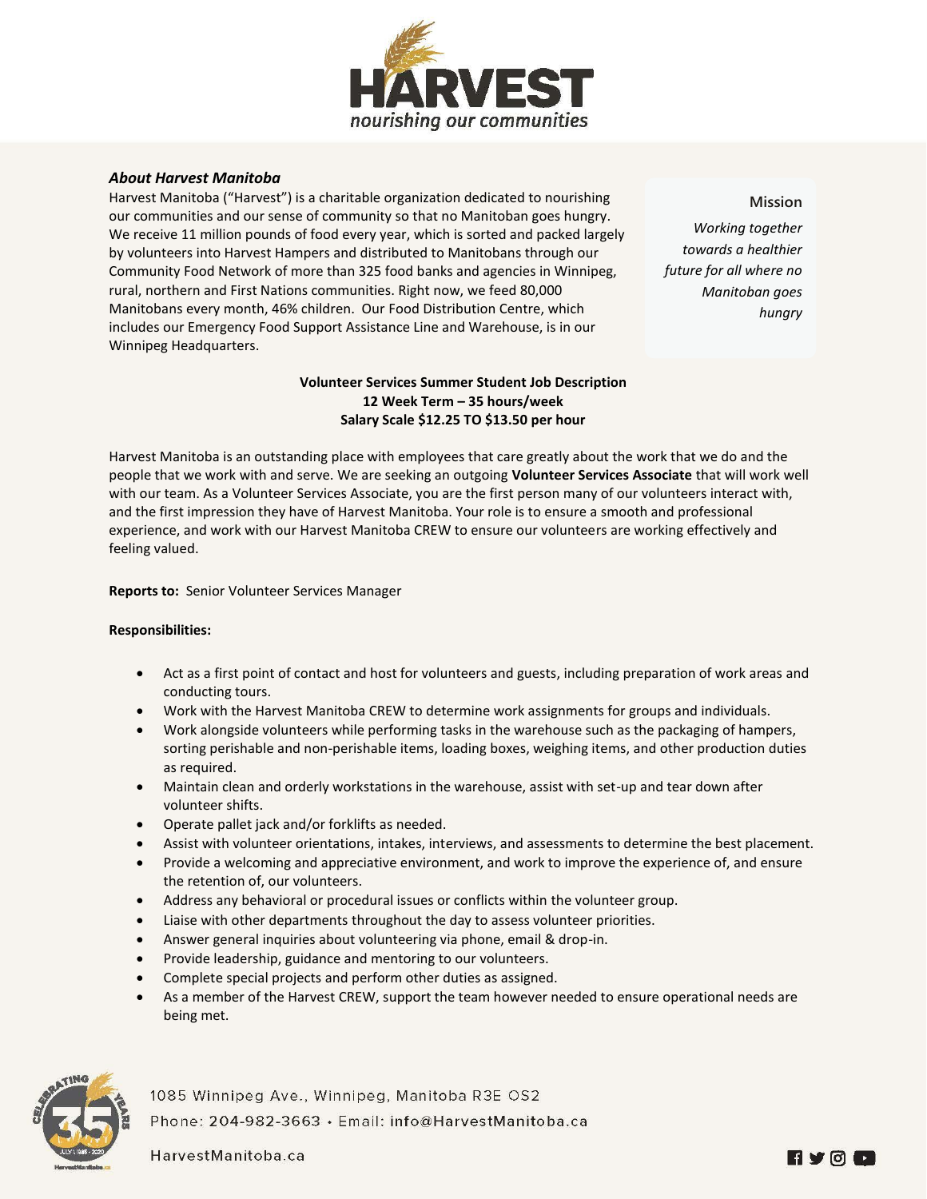# HARVEST

*nourishing our communities*

### *About Harvest Manitoba*

Harvest Manitoba ("Harvest") is a charitable organization dedicated to nourishing our communities and our sense of community so that no Manitoban goes hungry. We receive 11 million pounds of food every year, which is sorted and packed largely by volunteers into Harvest Hampers and distributed to Manitobans through our Community Food Network of more than 325 food banks and agencies in Winnipeg, rural, northern and First Nations communities. Right now, we feed 80,000 Manitobans every month, 46% children. Our Food Distribution Centre, which includes our Emergency Food Support Assistance Line and Warehouse, is in our Winnipeg Headquarters.

**Mission**

*Working together towards a healthier future for all where no Manitoban goes hungry*

**Volunteer Services Summer Student Job Description**
**12 Week Term – 35 hours/week**
**Salary Scale $12.25 TO $13.50 per hour**

Harvest Manitoba is an outstanding place with employees that care greatly about the work that we do and the people that we work with and serve. We are seeking an outgoing **Volunteer Services Associate** that will work well with our team. As a Volunteer Services Associate, you are the first person many of our volunteers interact with, and the first impression they have of Harvest Manitoba. Your role is to ensure a smooth and professional experience, and work with our Harvest Manitoba CREW to ensure our volunteers are working effectively and feeling valued.

**Reports to:** Senior Volunteer Services Manager

**Responsibilities:**

- Act as a first point of contact and host for volunteers and guests, including preparation of work areas and conducting tours.
- Work with the Harvest Manitoba CREW to determine work assignments for groups and individuals.
- Work alongside volunteers while performing tasks in the warehouse such as the packaging of hampers, sorting perishable and non-perishable items, loading boxes, weighing items, and other production duties as required.
- Maintain clean and orderly workstations in the warehouse, assist with set-up and tear down after volunteer shifts.
- Operate pallet jack and/or forklifts as needed.
- Assist with volunteer orientations, intakes, interviews, and assessments to determine the best placement.
- Provide a welcoming and appreciative environment, and work to improve the experience of, and ensure the retention of, our volunteers.
- Address any behavioral or procedural issues or conflicts within the volunteer group.
- Liaise with other departments throughout the day to assess volunteer priorities.
- Answer general inquiries about volunteering via phone, email & drop-in.
- Provide leadership, guidance and mentoring to our volunteers.
- Complete special projects and perform other duties as assigned.
- As a member of the Harvest CREW, support the team however needed to ensure operational needs are being met.

1085 Winnipeg Ave., Winnipeg, Manitoba R3E 0S2
Phone: 204-982-3663 • Email: info@HarvestManitoba.ca
HarvestManitoba.ca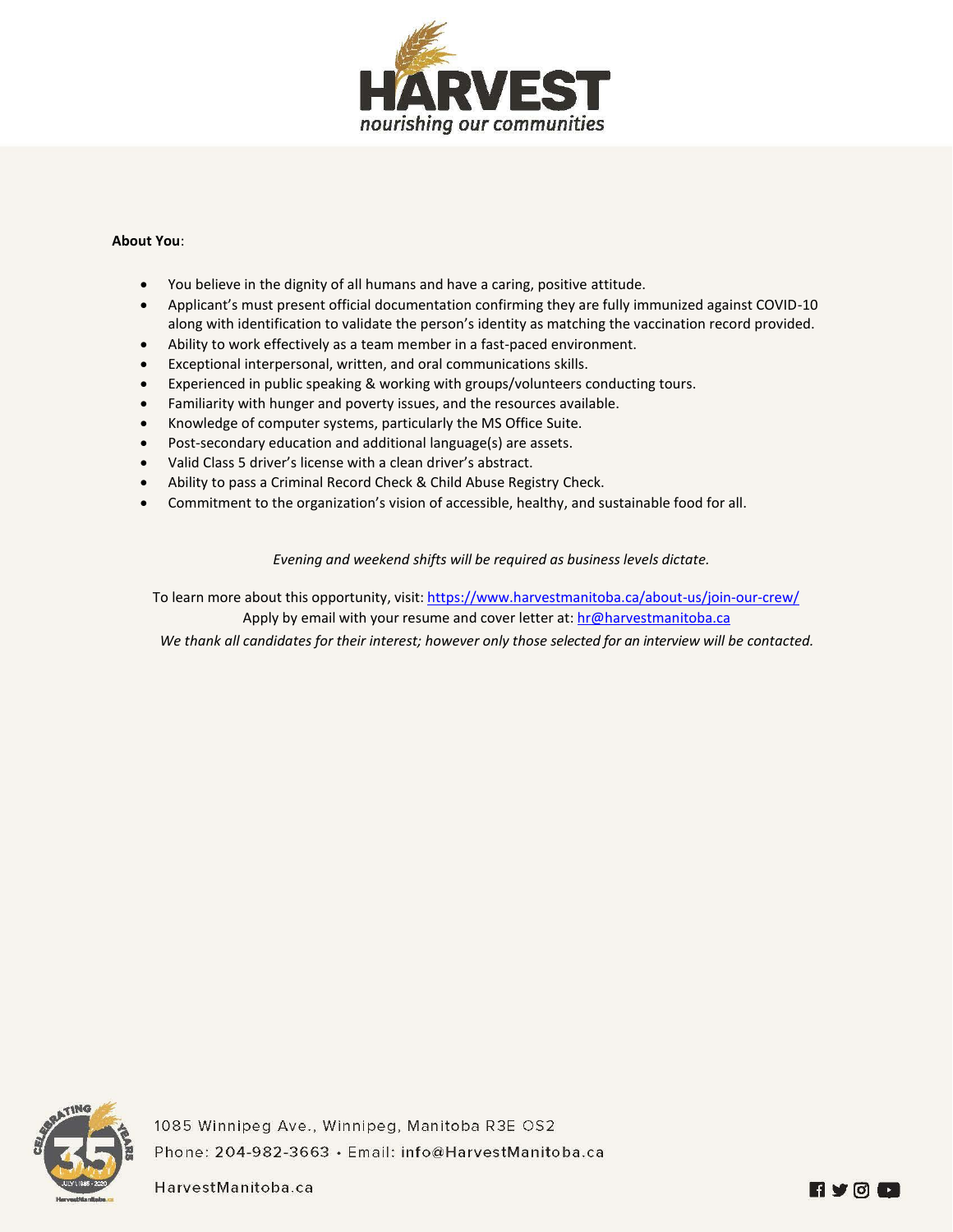**About You**:

- You believe in the dignity of all humans and have a caring, positive attitude.
- Applicant's must present official documentation confirming they are fully immunized against COVID-10 along with identification to validate the person's identity as matching the vaccination record provided.
- Ability to work effectively as a team member in a fast-paced environment.
- Exceptional interpersonal, written, and oral communications skills.
- Experienced in public speaking & working with groups/volunteers conducting tours.
- Familiarity with hunger and poverty issues, and the resources available.
- Knowledge of computer systems, particularly the MS Office Suite.
- Post-secondary education and additional language(s) are assets.
- Valid Class 5 driver's license with a clean driver's abstract.
- Ability to pass a Criminal Record Check & Child Abuse Registry Check.
- Commitment to the organization's vision of accessible, healthy, and sustainable food for all.

*Evening and weekend shifts will be required as business levels dictate.*

To learn more about this opportunity, visit: https://www.harvestmanitoba.ca/about-us/join-our-crew/
Apply by email with your resume and cover letter at: hr@harvestmanitoba.ca
*We thank all candidates for their interest; however only those selected for an interview will be contacted.*

1085 Winnipeg Ave., Winnipeg, Manitoba R3E 0S2
Phone: 204-982-3663 • Email: info@HarvestManitoba.ca
HarvestManitoba.ca